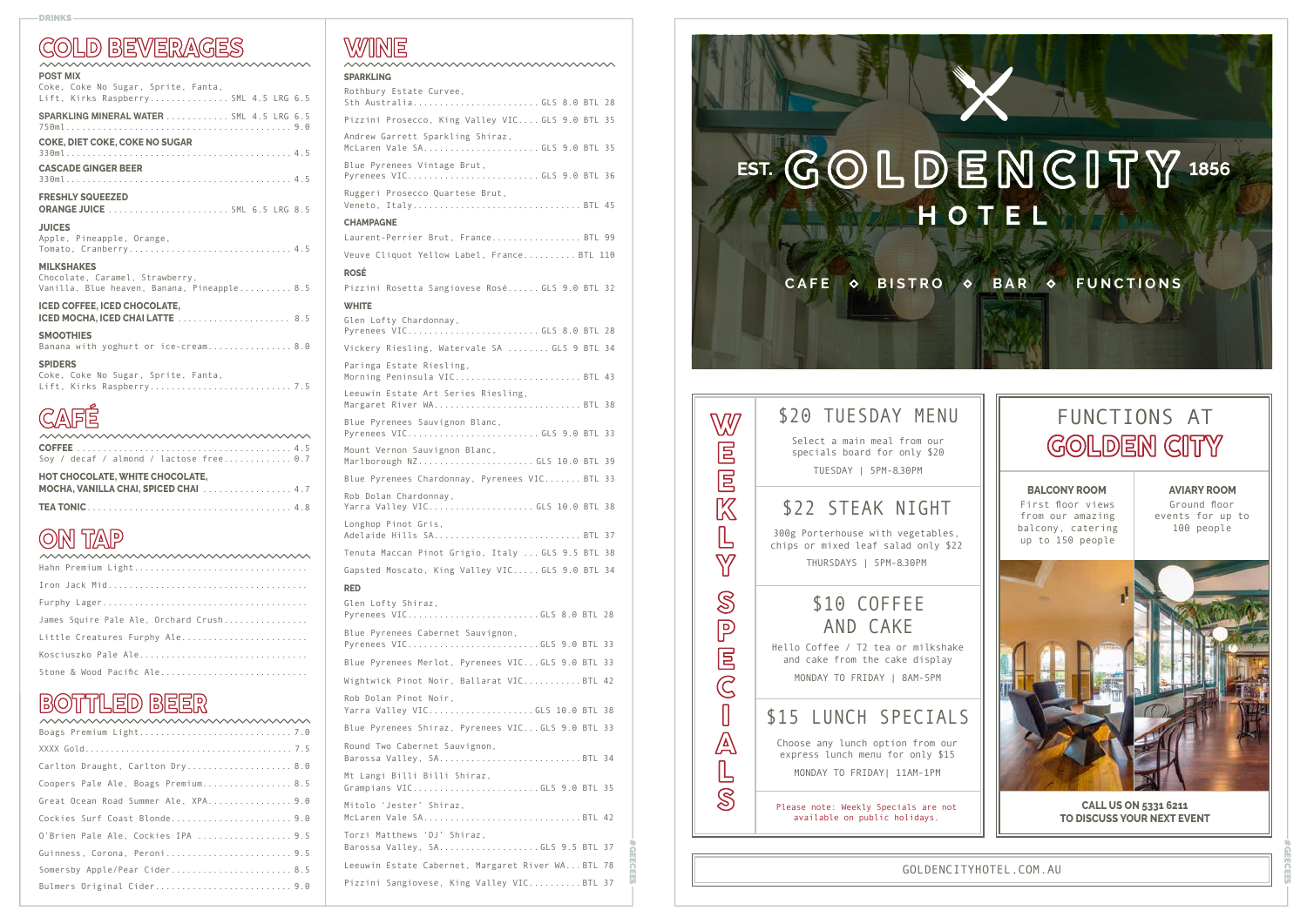DRINKS

## COLD BEVERAGES

**POST MIX**
Coke, Coke No Sugar, Sprite, Fanta, Lift, Kirks Raspberry............... SML 4.5 LRG 6.5

**SPARKLING MINERAL WATER** ............ SML 4.5 LRG 6.5
750ml........................................... 9.0

**COKE, DIET COKE, COKE NO SUGAR**
330ml........................................... 4.5

**CASCADE GINGER BEER**
330ml........................................... 4.5

**FRESHLY SQUEEZED ORANGE JUICE** ...................... SML 6.5 LRG 8.5

**JUICES**
Apple, Pineapple, Orange, Tomato, Cranberry.............................. 4.5

**MILKSHAKES**
Chocolate, Caramel, Strawberry, Vanilla, Blue heaven, Banana, Pineapple.......... 8.5

**ICED COFFEE, ICED CHOCOLATE, ICED MOCHA, ICED CHAI LATTE** ..................... 8.5

**SMOOTHIES**
Banana with yoghurt or ice-cream................ 8.0

**SPIDERS**
Coke, Coke No Sugar, Sprite, Fanta, Lift, Kirks Raspberry........................... 7.5

## CAFÉ

**COFFEE** ........................................... 4.5
Soy / decaf / almond / lactose free............. 0.7

**HOT CHOCOLATE, WHITE CHOCOLATE, MOCHA, VANILLA CHAI, SPICED CHAI** ................. 4.7

**TEA TONIC**........................................... 4.8

## ON TAP

Hahn Premium Light

Iron Jack Mid

Furphy Lager

James Squire Pale Ale, Orchard Crush

Little Creatures Furphy Ale

Kosciuszko Pale Ale

Stone & Wood Pacific Ale

## BOTTLED BEER

Boags Premium Light............................. 7.0

XXXX Gold........................................ 7.5

Carlton Draught, Carlton Dry.................... 8.0

Coopers Pale Ale, Boags Premium.................. 8.5

Great Ocean Road Summer Ale, XPA................ 9.0

Cockies Surf Coast Blonde....................... 9.0

O'Brien Pale Ale, Cockies IPA .................. 9.5

Guinness, Corona, Peroni........................ 9.5

Somersby Apple/Pear Cider....................... 8.5

Bulmers Original Cider.......................... 9.0

## WINE

### SPARKLING

Rothbury Estate Curvee, Sth Australia........................ GLS 8.0 BTL 28

Pizzini Prosecco, King Valley VIC.... GLS 9.0 BTL 35

Andrew Garrett Sparkling Shiraz, McLaren Vale SA........................ GLS 9.0 BTL 35

Blue Pyrenees Vintage Brut, Pyrenees VIC........................ GLS 9.0 BTL 36

Ruggeri Prosecco Quartese Brut, Veneto, Italy............................... BTL 45

### CHAMPAGNE

Laurent-Perrier Brut, France................. BTL 99

Veuve Cliquot Yellow Label, France.......... BTL 110

### ROSÉ

Pizzini Rosetta Sangiovese Rosé...... GLS 9.0 BTL 32

### WHITE

Glen Lofty Chardonnay, Pyrenees VIC........................ GLS 8.0 BTL 28

Vickery Riesling, Watervale SA ........ GLS 9 BTL 34

Paringa Estate Riesling, Morning Peninsula VIC....................... BTL 43

Leeuwin Estate Art Series Riesling, Margaret River WA........................... BTL 38

Blue Pyrenees Sauvignon Blanc, Pyrenees VIC........................ GLS 9.0 BTL 33

Mount Vernon Sauvignon Blanc, Marlborough NZ...................... GLS 10.0 BTL 39

Blue Pyrenees Chardonnay, Pyrenees VIC....... BTL 33

Rob Dolan Chardonnay, Yarra Valley VIC.................... GLS 10.0 BTL 38

Longhop Pinot Gris, Adelaide Hills SA........................... BTL 37

Tenuta Maccan Pinot Grigio, Italy ... GLS 9.5 BTL 38

Gapsted Moscato, King Valley VIC..... GLS 9.0 BTL 34

### RED

Glen Lofty Shiraz, Pyrenees VIC........................ GLS 8.0 BTL 28

Blue Pyrenees Cabernet Sauvignon, Pyrenees VIC........................ GLS 9.0 BTL 33

Blue Pyrenees Merlot, Pyrenees VIC... GLS 9.0 BTL 33

Wightwick Pinot Noir, Ballarat VIC.......... BTL 42

Rob Dolan Pinot Noir, Yarra Valley VIC.................... GLS 10.0 BTL 38

Blue Pyrenees Shiraz, Pyrenees VIC... GLS 9.0 BTL 33

Round Two Cabernet Sauvignon, Barossa Valley, SA.......................... BTL 34

Mt Langi Billi Billi Shiraz, Grampians VIC........................ GLS 9.0 BTL 35

Mitolo 'Jester' Shiraz, McLaren Vale SA............................. BTL 42

Torzi Matthews 'DJ' Shiraz, Barossa Valley, SA................... GLS 9.5 BTL 37

Leeuwin Estate Cabernet, Margaret River WA... BTL 78

Pizzini Sangiovese, King Valley VIC.......... BTL 37

# EST. GOLDENCITY 1856 HOTEL

CAFE ◆ BISTRO ◆ BAR ◆ FUNCTIONS

## WEEKLY SPECIALS

### $20 TUESDAY MENU

Select a main meal from our specials board for only $20

TUESDAY | 5PM-8.30PM

### $22 STEAK NIGHT

300g Porterhouse with vegetables, chips or mixed leaf salad only $22

THURSDAYS | 5PM-8.30PM

### $10 COFFEE AND CAKE

Hello Coffee / T2 tea or milkshake and cake from the cake display

MONDAY TO FRIDAY | 8AM-5PM

### $15 LUNCH SPECIALS

Choose any lunch option from our express lunch menu for only $15

MONDAY TO FRIDAY| 11AM-1PM

Please note: Weekly Specials are not available on public holidays.

## FUNCTIONS AT GOLDEN CITY

**BALCONY ROOM**
First floor views from our amazing balcony, catering up to 150 people

**AVIARY ROOM**
Ground floor events for up to 100 people

**CALL US ON 5331 6211 TO DISCUSS YOUR NEXT EVENT**

GOLDENCITYHOTEL.COM.AU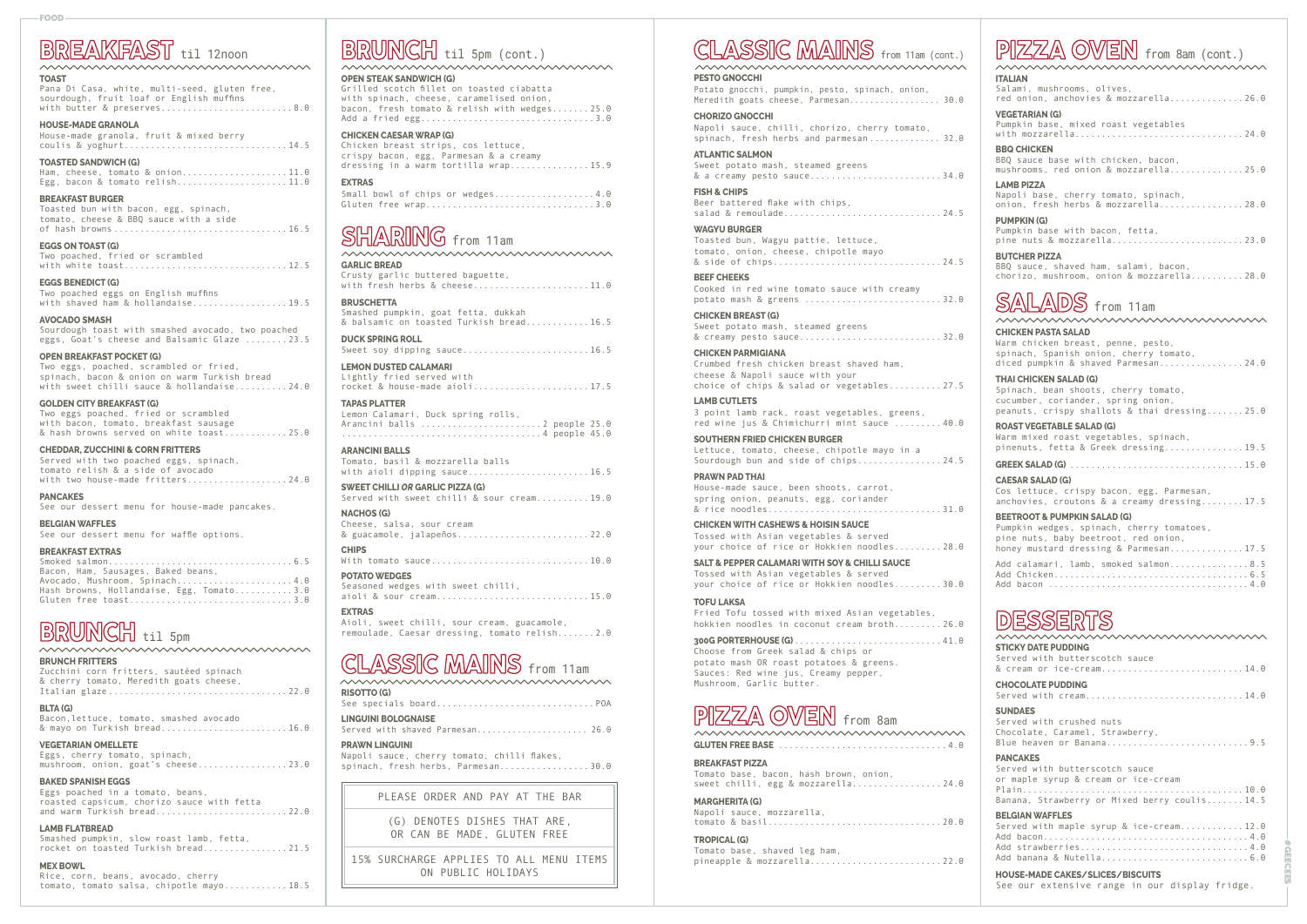# BREAKFAST til 12noon

**TOAST**
Pana Di Casa, white, multi-seed, gluten free, sourdough, fruit loaf or English muffins with butter & preserves........................8.0

**HOUSE-MADE GRANOLA**
House-made granola, fruit & mixed berry coulis & yoghurt..............................14.5

**TOASTED SANDWICH (G)**
Ham, cheese, tomato & onion....................11.0
Egg, bacon & tomato relish....................11.0

**BREAKFAST BURGER**
Toasted bun with bacon, egg, spinach, tomato, cheese & BBQ sauce with a side of hash browns..............................16.5

**EGGS ON TOAST (G)**
Two poached, fried or scrambled with white toast..............................12.5

**EGGS BENEDICT (G)**
Two poached eggs on English muffins with shaved ham & hollandaise..................19.5

**AVOCADO SMASH**
Sourdough toast with smashed avocado, two poached eggs, Goat's cheese and Balsamic Glaze ........23.5

**OPEN BREAKFAST POCKET (G)**
Two eggs, poached, scrambled or fried, spinach, bacon & onion on warm Turkish bread with sweet chilli sauce & hollandaise..........24.0

**GOLDEN CITY BREAKFAST (G)**
Two eggs poached, fried or scrambled with bacon, tomato, breakfast sausage & hash browns served on white toast............25.0

**CHEDDAR, ZUCCHINI & CORN FRITTERS**
Served with two poached eggs, spinach, tomato relish & a side of avocado with two house-made fritters..................24.0

**PANCAKES**
See our dessert menu for house-made pancakes.

**BELGIAN WAFFLES**
See our dessert menu for waffle options.

**BREAKFAST EXTRAS**
Smoked salmon..................................6.5
Bacon, Ham, Sausages, Baked beans,
Avocado, Mushroom, Spinach......................4.0
Hash browns, Hollandaise, Egg, Tomato...........3.0
Gluten free toast...............................3.0

# BRUNCH til 5pm

**BRUNCH FRITTERS**
Zucchini corn fritters, sautéed spinach & cherry tomato, Meredith goats cheese, Italian glaze..................................22.0

**BLTA (G)**
Bacon, lettuce, tomato, smashed avocado & mayo on Turkish bread.......................16.0

**VEGETARIAN OMELLETE**
Eggs, cherry tomato, spinach, mushroom, onion, goat's cheese.................23.0

**BAKED SPANISH EGGS**
Eggs poached in a tomato, beans, roasted capsicum, chorizo sauce with fetta and warm Turkish bread.........................22.0

**LAMB FLATBREAD**
Smashed pumpkin, slow roast lamb, fetta, rocket on toasted Turkish bread................21.5

**MEX BOWL**
Rice, corn, beans, avocado, cherry tomato, tomato salsa, chipotle mayo............18.5

# BRUNCH til 5pm (cont.)

**OPEN STEAK SANDWICH (G)**
Grilled scotch fillet on toasted ciabatta with spinach, cheese, caramelised onion, bacon, fresh tomato & relish with wedges.......25.0
Add a fried egg.................................3.0

**CHICKEN CAESAR WRAP (G)**
Chicken breast strips, cos lettuce, crispy bacon, egg, Parmesan & a creamy dressing in a warm tortilla wrap...............15.9

**EXTRAS**
Small bowl of chips or wedges...................4.0
Gluten free wrap................................3.0

# SHARING from 11am

**GARLIC BREAD**
Crusty garlic buttered baguette, with fresh herbs & cheese......................11.0

**BRUSCHETTA**
Smashed pumpkin, goat fetta, dukkah & balsamic on toasted Turkish bread............16.5

**DUCK SPRING ROLL**
Sweet soy dipping sauce........................16.5

**LEMON DUSTED CALAMARI**
Lightly fried served with rocket & house-made aioli......................17.5

**TAPAS PLATTER**
Lemon Calamari, Duck spring rolls,
Arancini balls .......................2 people 25.0
.....................................4 people 45.0

**ARANCINI BALLS**
Tomato, basil & mozzarella balls with aioli dipping sauce.......................16.5

**SWEET CHILLI *OR* GARLIC PIZZA (G)**
Served with sweet chilli & sour cream..........19.0

**NACHOS (G)**
Cheese, salsa, sour cream & guacamole, jalapeños.........................22.0

**CHIPS**
With tomato sauce..............................10.0

**POTATO WEDGES**
Seasoned wedges with sweet chilli, aioli & sour cream............................15.0

**EXTRAS**
Aioli, sweet chilli, sour cream, guacamole, remoulade, Caesar dressing, tomato relish.......2.0

# CLASSIC MAINS from 11am

**RISOTTO (G)**
See specials board.............................POA

**LINGUINI BOLOGNAISE**
Served with shaved Parmesan..................... 26.0

**PRAWN LINGUINI**
Napoli sauce, cherry tomato, chilli flakes, spinach, fresh herbs, Parmesan.................30.0

PLEASE ORDER AND PAY AT THE BAR

(G) DENOTES DISHES THAT ARE, OR CAN BE MADE, GLUTEN FREE

15% SURCHARGE APPLIES TO ALL MENU ITEMS ON PUBLIC HOLIDAYS

# CLASSIC MAINS from 11am (cont.)

**PESTO GNOCCHI**
Potato gnocchi, pumpkin, pesto, spinach, onion, Meredith goats cheese, Parmesan................. 30.0

**CHORIZO GNOCCHI**
Napoli sauce, chilli, chorizo, cherry tomato, spinach, fresh herbs and parmesan.............. 32.0

**ATLANTIC SALMON**
Sweet potato mash, steamed greens & a creamy pesto sauce.........................34.0

**FISH & CHIPS**
Beer battered flake with chips, salad & remoulade.............................24.5

**WAGYU BURGER**
Toasted bun, Wagyu pattie, lettuce, tomato, onion, cheese, chipotle mayo & side of chips...............................24.5

**BEEF CHEEKS**
Cooked in red wine tomato sauce with creamy potato mash & greens ..........................32.0

**CHICKEN BREAST (G)**
Sweet potato mash, steamed greens & creamy pesto sauce...........................32.0

**CHICKEN PARMIGIANA**
Crumbed fresh chicken breast shaved ham, cheese & Napoli sauce with your choice of chips & salad or vegetables..........27.5

**LAMB CUTLETS**
3 point lamb rack, roast vegetables, greens, red wine jus & Chimichurri mint sauce .........40.0

**SOUTHERN FRIED CHICKEN BURGER**
Lettuce, tomato, cheese, chipotle mayo in a Sourdough bun and side of chips................24.5

**PRAWN PAD THAI**
House-made sauce, been shoots, carrot, spring onion, peanuts, egg, coriander & rice noodles................................31.0

**CHICKEN WITH CASHEWS & HOISIN SAUCE**
Tossed with Asian vegetables & served your choice of rice or Hokkien noodles.........28.0

**SALT & PEPPER CALAMARI WITH SOY & CHILLI SAUCE**
Tossed with Asian vegetables & served your choice of rice or Hokkien noodles.........30.0

**TOFU LAKSA**
Fried Tofu tossed with mixed Asian vegetables, hokkien noodles in coconut cream broth.........26.0

**300G PORTERHOUSE (G)**............................41.0
Choose from Greek salad & chips or potato mash OR roast potatoes & greens.
Sauces: Red wine jus, Creamy pepper, Mushroom, Garlic butter.

# PIZZA OVEN from 8am

**GLUTEN FREE BASE** ................................4.0

**BREAKFAST PIZZA**
Tomato base, bacon, hash brown, onion, sweet chilli, egg & mozzarella.................24.0

**MARGHERITA (G)**
Napoli sauce, mozzarella, tomato & basil................................20.0

**TROPICAL (G)**
Tomato base, shaved leg ham, pineapple & mozzarella.........................22.0

# PIZZA OVEN from 8am (cont.)

**ITALIAN**
Salami, mushrooms, olives, red onion, anchovies & mozzarella..............26.0

**VEGETARIAN (G)**
Pumpkin base, mixed roast vegetables with mozzarella................................24.0

**BBQ CHICKEN**
BBQ sauce base with chicken, bacon, mushrooms, red onion & mozzarella..............25.0

**LAMB PIZZA**
Napoli base, cherry tomato, spinach, onion, fresh herbs & mozzarella................28.0

**PUMPKIN (G)**
Pumpkin base with bacon, fetta, pine nuts & mozzarella.........................23.0

**BUTCHER PIZZA**
BBQ sauce, shaved ham, salami, bacon, chorizo, mushroom, onion & mozzarella..........28.0

# SALADS from 11am

**CHICKEN PASTA SALAD**
Warm chicken breast, penne, pesto, spinach, Spanish onion, cherry tomato, diced pumpkin & shaved Parmesan................24.0

**THAI CHICKEN SALAD (G)**
Spinach, bean shoots, cherry tomato, cucumber, coriander, spring onion, peanuts, crispy shallots & thai dressing.......25.0

**ROAST VEGETABLE SALAD (G)**
Warm mixed roast vegetables, spinach, pinenuts, fetta & Greek dressing...............19.5

**GREEK SALAD (G)** ................................15.0

**CAESAR SALAD (G)**
Cos lettuce, crispy bacon, egg, Parmesan, anchovies, croutons & a creamy dressing........17.5

**BEETROOT & PUMPKIN SALAD (G)**
Pumpkin wedges, spinach, cherry tomatoes, pine nuts, baby beetroot, red onion, honey mustard dressing & Parmesan..............17.5

Add calamari, lamb, smoked salmon...............8.5
Add Chicken.....................................6.5
Add bacon ......................................4.0

# DESSERTS

**STICKY DATE PUDDING**
Served with butterscotch sauce & cream or ice-cream..........................14.0

**CHOCOLATE PUDDING**
Served with cream..............................14.0

**SUNDAES**
Served with crushed nuts
Chocolate, Caramel, Strawberry, Blue heaven or Banana..........................9.5

**PANCAKES**
Served with butterscotch sauce or maple syrup & cream or ice-cream
Plain..........................................10.0
Banana, Strawberry or Mixed berry coulis.......14.5

**BELGIAN WAFFLES**
Served with maple syrup & ice-cream............12.0
Add bacon.......................................4.0
Add strawberries................................4.0
Add banana & Nutella............................6.0

**HOUSE-MADE CAKES/SLICES/BISCUITS**
See our extensive range in our display fridge.